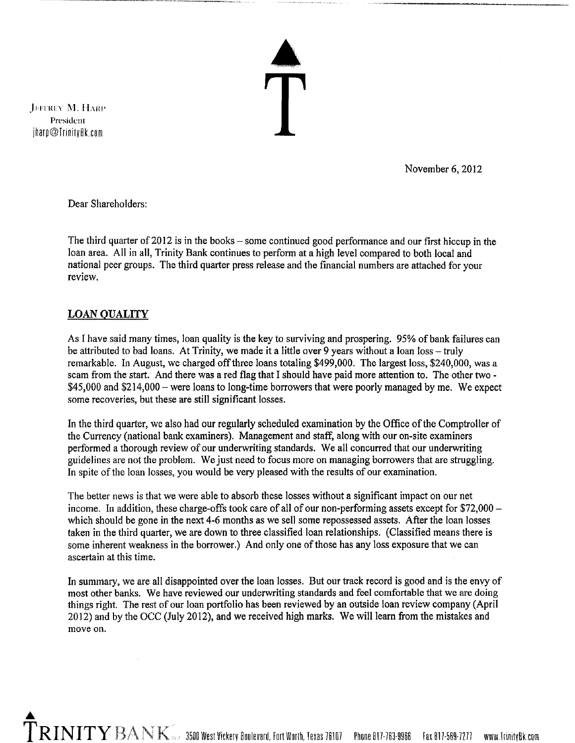Jeffrey M. Harp
President
jharp@TrinityBk.com

November 6, 2012

Dear Shareholders:

The third quarter of 2012 is in the books – some continued good performance and our first hiccup in the loan area. All in all, Trinity Bank continues to perform at a high level compared to both local and national peer groups. The third quarter press release and the financial numbers are attached for your review.

## LOAN QUALITY

As I have said many times, loan quality is the key to surviving and prospering. 95% of bank failures can be attributed to bad loans. At Trinity, we made it a little over 9 years without a loan loss – truly remarkable. In August, we charged off three loans totaling $499,000. The largest loss, $240,000, was a scam from the start. And there was a red flag that I should have paid more attention to. The other two - $45,000 and $214,000 – were loans to long-time borrowers that were poorly managed by me. We expect some recoveries, but these are still significant losses.

In the third quarter, we also had our regularly scheduled examination by the Office of the Comptroller of the Currency (national bank examiners). Management and staff, along with our on-site examiners performed a thorough review of our underwriting standards. We all concurred that our underwriting guidelines are not the problem. We just need to focus more on managing borrowers that are struggling. In spite of the loan losses, you would be very pleased with the results of our examination.

The better news is that we were able to absorb these losses without a significant impact on our net income. In addition, these charge-offs took care of all of our non-performing assets except for $72,000 – which should be gone in the next 4-6 months as we sell some repossessed assets. After the loan losses taken in the third quarter, we are down to three classified loan relationships. (Classified means there is some inherent weakness in the borrower.) And only one of those has any loss exposure that we can ascertain at this time.

In summary, we are all disappointed over the loan losses. But our track record is good and is the envy of most other banks. We have reviewed our underwriting standards and feel comfortable that we are doing things right. The rest of our loan portfolio has been reviewed by an outside loan review company (April 2012) and by the OCC (July 2012), and we received high marks. We will learn from the mistakes and move on.

TRINITY BANK N.A. 3500 West Vickery Boulevard, Fort Worth, Texas 76107 Phone 817-763-9966 Fax 817-569-7277 www.TrinityBk.com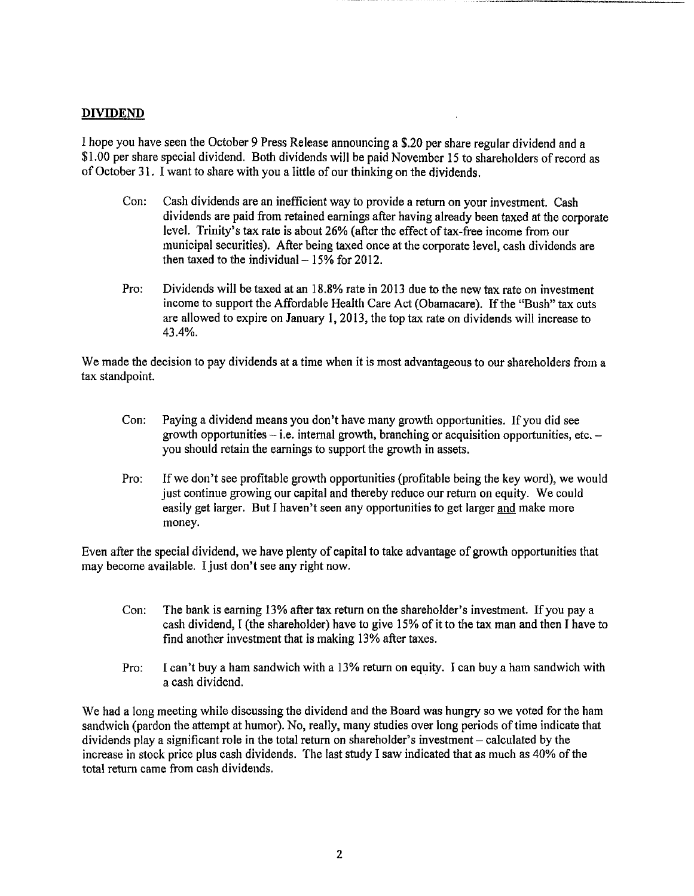**DIVIDEND**

I hope you have seen the October 9 Press Release announcing a $.20 per share regular dividend and a $1.00 per share special dividend. Both dividends will be paid November 15 to shareholders of record as of October 31. I want to share with you a little of our thinking on the dividends.

Con: Cash dividends are an inefficient way to provide a return on your investment. Cash dividends are paid from retained earnings after having already been taxed at the corporate level. Trinity's tax rate is about 26% (after the effect of tax-free income from our municipal securities). After being taxed once at the corporate level, cash dividends are then taxed to the individual – 15% for 2012.

Pro: Dividends will be taxed at an 18.8% rate in 2013 due to the new tax rate on investment income to support the Affordable Health Care Act (Obamacare). If the "Bush" tax cuts are allowed to expire on January 1, 2013, the top tax rate on dividends will increase to 43.4%.

We made the decision to pay dividends at a time when it is most advantageous to our shareholders from a tax standpoint.

Con: Paying a dividend means you don't have many growth opportunities. If you did see growth opportunities – i.e. internal growth, branching or acquisition opportunities, etc. – you should retain the earnings to support the growth in assets.

Pro: If we don't see profitable growth opportunities (profitable being the key word), we would just continue growing our capital and thereby reduce our return on equity. We could easily get larger. But I haven't seen any opportunities to get larger and make more money.

Even after the special dividend, we have plenty of capital to take advantage of growth opportunities that may become available. I just don't see any right now.

Con: The bank is earning 13% after tax return on the shareholder's investment. If you pay a cash dividend, I (the shareholder) have to give 15% of it to the tax man and then I have to find another investment that is making 13% after taxes.

Pro: I can't buy a ham sandwich with a 13% return on equity. I can buy a ham sandwich with a cash dividend.

We had a long meeting while discussing the dividend and the Board was hungry so we voted for the ham sandwich (pardon the attempt at humor). No, really, many studies over long periods of time indicate that dividends play a significant role in the total return on shareholder's investment – calculated by the increase in stock price plus cash dividends. The last study I saw indicated that as much as 40% of the total return came from cash dividends.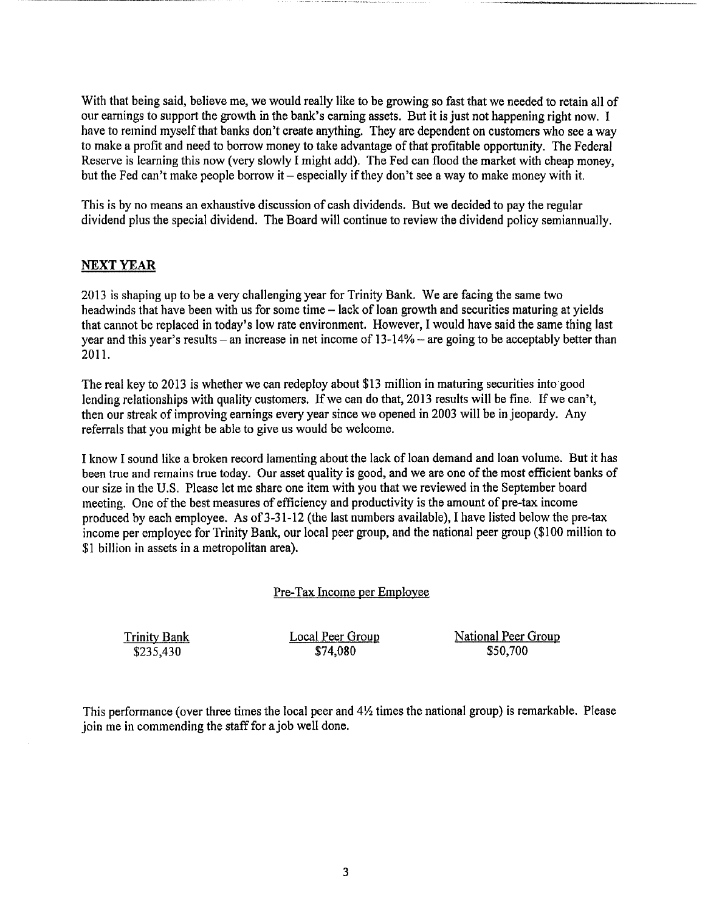With that being said, believe me, we would really like to be growing so fast that we needed to retain all of our earnings to support the growth in the bank's earning assets. But it is just not happening right now. I have to remind myself that banks don't create anything. They are dependent on customers who see a way to make a profit and need to borrow money to take advantage of that profitable opportunity. The Federal Reserve is learning this now (very slowly I might add). The Fed can flood the market with cheap money, but the Fed can't make people borrow it – especially if they don't see a way to make money with it.

This is by no means an exhaustive discussion of cash dividends. But we decided to pay the regular dividend plus the special dividend. The Board will continue to review the dividend policy semiannually.

## NEXT YEAR

2013 is shaping up to be a very challenging year for Trinity Bank. We are facing the same two headwinds that have been with us for some time – lack of loan growth and securities maturing at yields that cannot be replaced in today's low rate environment. However, I would have said the same thing last year and this year's results – an increase in net income of 13-14% – are going to be acceptably better than 2011.

The real key to 2013 is whether we can redeploy about $13 million in maturing securities into good lending relationships with quality customers. If we can do that, 2013 results will be fine. If we can't, then our streak of improving earnings every year since we opened in 2003 will be in jeopardy. Any referrals that you might be able to give us would be welcome.

I know I sound like a broken record lamenting about the lack of loan demand and loan volume. But it has been true and remains true today. Our asset quality is good, and we are one of the most efficient banks of our size in the U.S. Please let me share one item with you that we reviewed in the September board meeting. One of the best measures of efficiency and productivity is the amount of pre-tax income produced by each employee. As of 3-31-12 (the last numbers available), I have listed below the pre-tax income per employee for Trinity Bank, our local peer group, and the national peer group ($100 million to $1 billion in assets in a metropolitan area).

Pre-Tax Income per Employee

| Trinity Bank | Local Peer Group | National Peer Group |
| --- | --- | --- |
| $235,430 | $74,080 | $50,700 |

This performance (over three times the local peer and 4½ times the national group) is remarkable. Please join me in commending the staff for a job well done.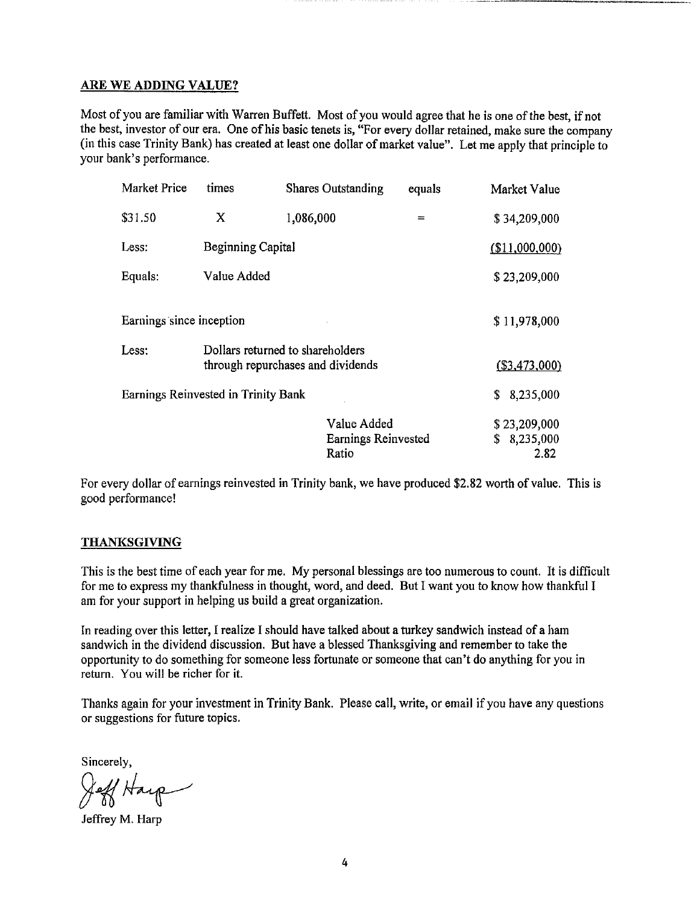## ARE WE ADDING VALUE?

Most of you are familiar with Warren Buffett. Most of you would agree that he is one of the best, if not the best, investor of our era. One of his basic tenets is, "For every dollar retained, make sure the company (in this case Trinity Bank) has created at least one dollar of market value". Let me apply that principle to your bank's performance.

| Market Price | times | Shares Outstanding | equals | Market Value |
|---|---|---|---|---|
| $31.50 | X | 1,086,000 | = | $ 34,209,000 |
| Less: | Beginning Capital | | | ($11,000,000) |
| Equals: | Value Added | | | $ 23,209,000 |
| Earnings since inception | | | | $ 11,978,000 |
| Less: | Dollars returned to shareholders through repurchases and dividends | | | ($3,473,000) |
| Earnings Reinvested in Trinity Bank | | | | $ 8,235,000 |
| | | Value Added | | $ 23,209,000 |
| | | Earnings Reinvested | | $ 8,235,000 |
| | | Ratio | | 2.82 |

For every dollar of earnings reinvested in Trinity bank, we have produced $2.82 worth of value. This is good performance!

## THANKSGIVING

This is the best time of each year for me. My personal blessings are too numerous to count. It is difficult for me to express my thankfulness in thought, word, and deed. But I want you to know how thankful I am for your support in helping us build a great organization.

In reading over this letter, I realize I should have talked about a turkey sandwich instead of a ham sandwich in the dividend discussion. But have a blessed Thanksgiving and remember to take the opportunity to do something for someone less fortunate or someone that can't do anything for you in return. You will be richer for it.

Thanks again for your investment in Trinity Bank. Please call, write, or email if you have any questions or suggestions for future topics.

Sincerely,

Jeff Harp

Jeffrey M. Harp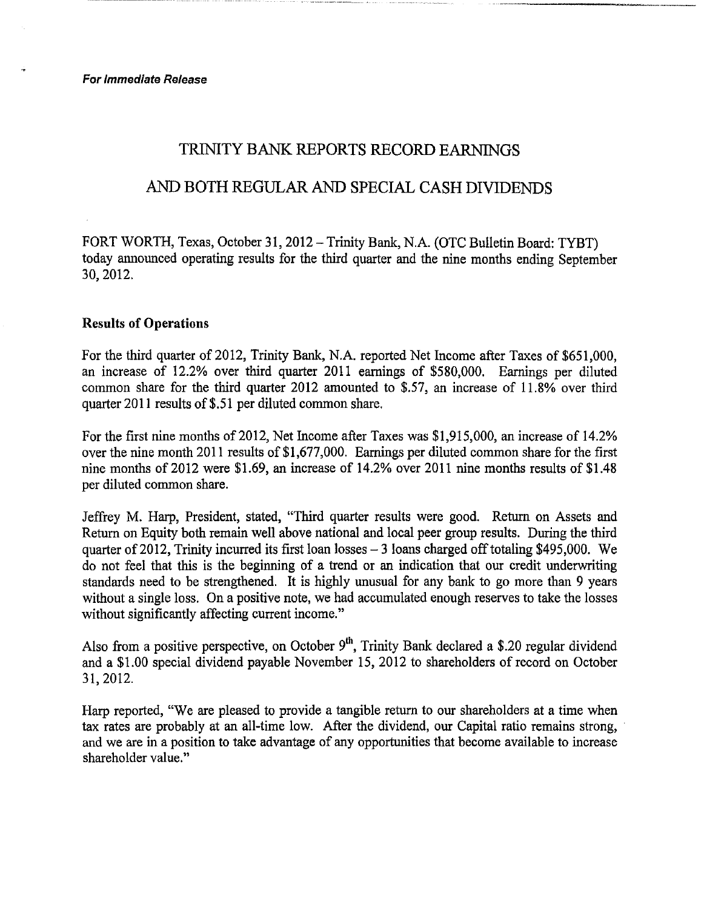*For Immediate Release*

# TRINITY BANK REPORTS RECORD EARNINGS

# AND BOTH REGULAR AND SPECIAL CASH DIVIDENDS

FORT WORTH, Texas, October 31, 2012 – Trinity Bank, N.A. (OTC Bulletin Board: TYBT) today announced operating results for the third quarter and the nine months ending September 30, 2012.

**Results of Operations**

For the third quarter of 2012, Trinity Bank, N.A. reported Net Income after Taxes of $651,000, an increase of 12.2% over third quarter 2011 earnings of $580,000. Earnings per diluted common share for the third quarter 2012 amounted to $.57, an increase of 11.8% over third quarter 2011 results of $.51 per diluted common share.

For the first nine months of 2012, Net Income after Taxes was $1,915,000, an increase of 14.2% over the nine month 2011 results of $1,677,000. Earnings per diluted common share for the first nine months of 2012 were $1.69, an increase of 14.2% over 2011 nine months results of $1.48 per diluted common share.

Jeffrey M. Harp, President, stated, "Third quarter results were good. Return on Assets and Return on Equity both remain well above national and local peer group results. During the third quarter of 2012, Trinity incurred its first loan losses – 3 loans charged off totaling $495,000. We do not feel that this is the beginning of a trend or an indication that our credit underwriting standards need to be strengthened. It is highly unusual for any bank to go more than 9 years without a single loss. On a positive note, we had accumulated enough reserves to take the losses without significantly affecting current income."

Also from a positive perspective, on October 9th, Trinity Bank declared a $.20 regular dividend and a $1.00 special dividend payable November 15, 2012 to shareholders of record on October 31, 2012.

Harp reported, "We are pleased to provide a tangible return to our shareholders at a time when tax rates are probably at an all-time low. After the dividend, our Capital ratio remains strong, and we are in a position to take advantage of any opportunities that become available to increase shareholder value."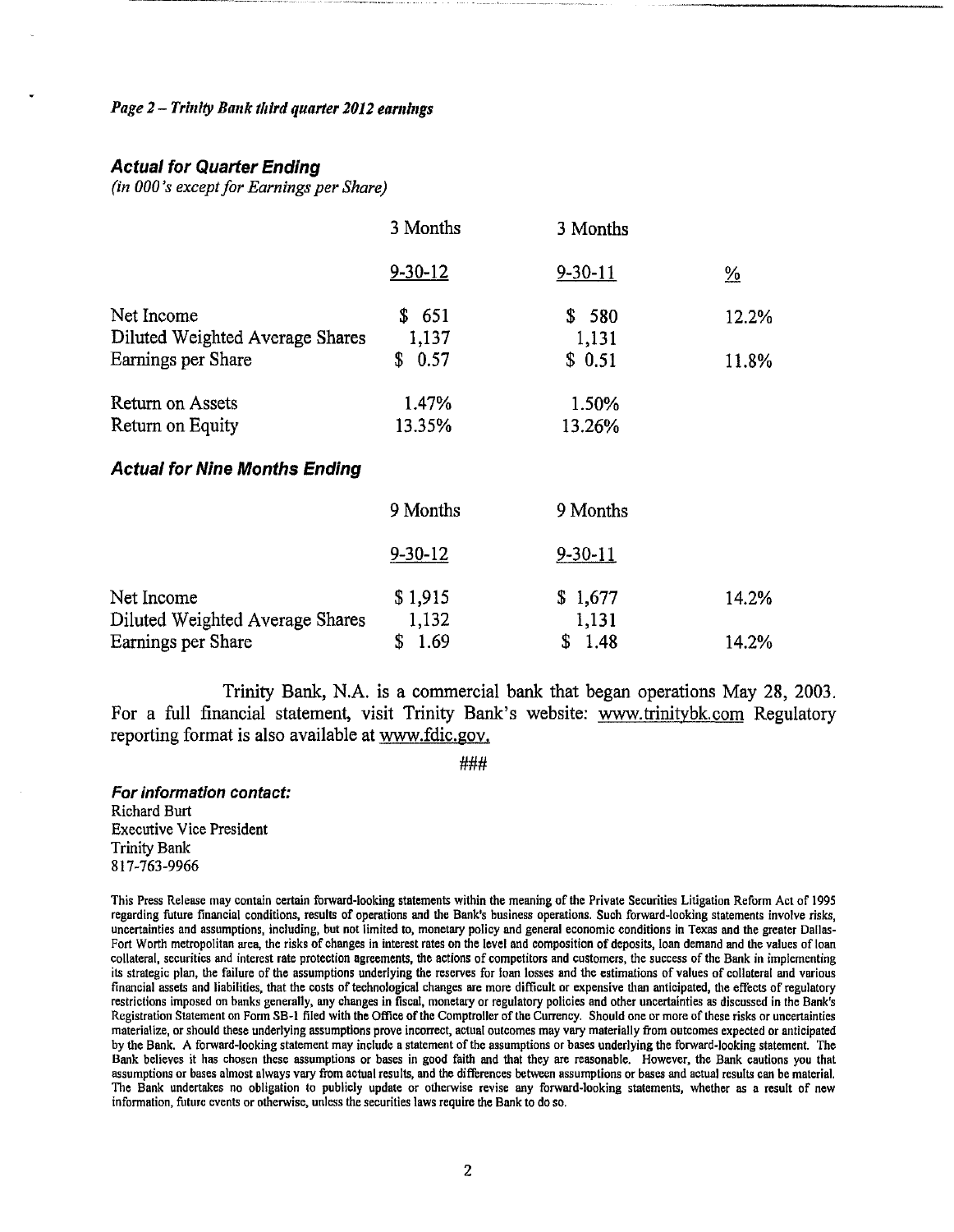## Actual for Quarter Ending

*(in 000's except for Earnings per Share)*

| | 3 Months | 3 Months | |
|---|---|---|---|
| | 9-30-12 | 9-30-11 | % |
| Net Income | $ 651 | $ 580 | 12.2% |
| Diluted Weighted Average Shares | 1,137 | 1,131 | |
| Earnings per Share | $ 0.57 | $ 0.51 | 11.8% |
| Return on Assets | 1.47% | 1.50% | |
| Return on Equity | 13.35% | 13.26% | |

## Actual for Nine Months Ending

| | 9 Months | 9 Months | |
|---|---|---|---|
| | 9-30-12 | 9-30-11 | |
| Net Income | $ 1,915 | $ 1,677 | 14.2% |
| Diluted Weighted Average Shares | 1,132 | 1,131 | |
| Earnings per Share | $ 1.69 | $ 1.48 | 14.2% |

Trinity Bank, N.A. is a commercial bank that began operations May 28, 2003. For a full financial statement, visit Trinity Bank's website: www.trinitybk.com Regulatory reporting format is also available at www.fdic.gov.

###

**For information contact:**
Richard Burt
Executive Vice President
Trinity Bank
817-763-9966

This Press Release may contain certain forward-looking statements within the meaning of the Private Securities Litigation Reform Act of 1995 regarding future financial conditions, results of operations and the Bank's business operations. Such forward-looking statements involve risks, uncertainties and assumptions, including, but not limited to, monetary policy and general economic conditions in Texas and the greater Dallas-Fort Worth metropolitan area, the risks of changes in interest rates on the level and composition of deposits, loan demand and the values of loan collateral, securities and interest rate protection agreements, the actions of competitors and customers, the success of the Bank in implementing its strategic plan, the failure of the assumptions underlying the reserves for loan losses and the estimations of values of collateral and various financial assets and liabilities, that the costs of technological changes are more difficult or expensive than anticipated, the effects of regulatory restrictions imposed on banks generally, any changes in fiscal, monetary or regulatory policies and other uncertainties as discussed in the Bank's Registration Statement on Form SB-1 filed with the Office of the Comptroller of the Currency. Should one or more of these risks or uncertainties materialize, or should these underlying assumptions prove incorrect, actual outcomes may vary materially from outcomes expected or anticipated by the Bank. A forward-looking statement may include a statement of the assumptions or bases underlying the forward-looking statement. The Bank believes it has chosen these assumptions or bases in good faith and that they are reasonable. However, the Bank cautions you that assumptions or bases almost always vary from actual results, and the differences between assumptions or bases and actual results can be material. The Bank undertakes no obligation to publicly update or otherwise revise any forward-looking statements, whether as a result of new information, future events or otherwise, unless the securities laws require the Bank to do so.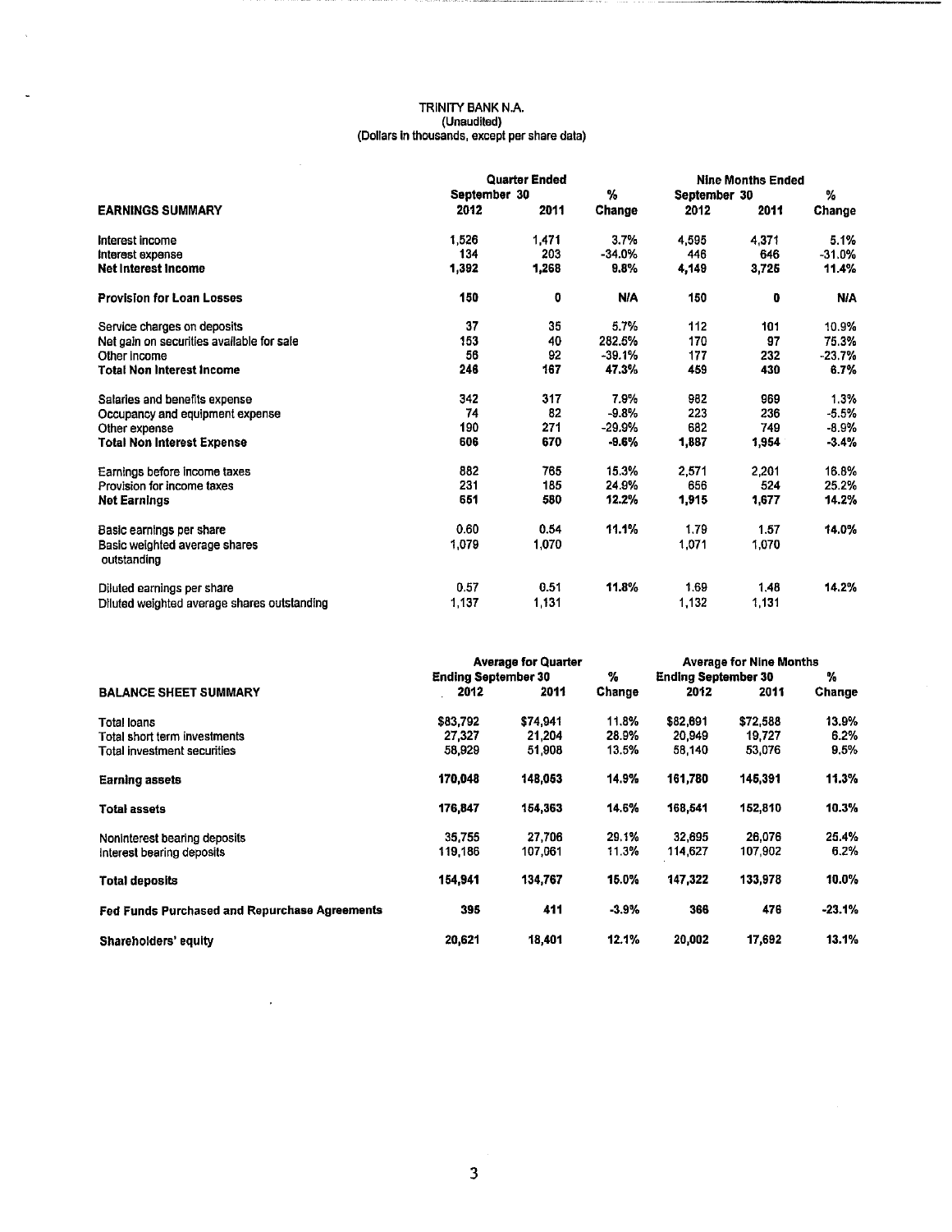TRINITY BANK N.A.
(Unaudited)
(Dollars in thousands, except per share data)

| EARNINGS SUMMARY | Quarter Ended September 30 2012 | Quarter Ended September 30 2011 | % Change | Nine Months Ended September 30 2012 | Nine Months Ended September 30 2011 | % Change |
|---|---|---|---|---|---|---|
| Interest income | 1,526 | 1,471 | 3.7% | 4,595 | 4,371 | 5.1% |
| Interest expense | 134 | 203 | -34.0% | 446 | 646 | -31.0% |
| **Net Interest Income** | **1,392** | **1,268** | **9.8%** | **4,149** | **3,725** | **11.4%** |
| **Provision for Loan Losses** | **150** | **0** | **N/A** | **150** | **0** | **N/A** |
| Service charges on deposits | 37 | 35 | 5.7% | 112 | 101 | 10.9% |
| Net gain on securities available for sale | 153 | 40 | 282.5% | 170 | 97 | 75.3% |
| Other income | 56 | 92 | -39.1% | 177 | 232 | -23.7% |
| **Total Non Interest Income** | **246** | **167** | **47.3%** | **459** | **430** | **6.7%** |
| Salaries and benefits expense | 342 | 317 | 7.9% | 982 | 969 | 1.3% |
| Occupancy and equipment expense | 74 | 82 | -9.8% | 223 | 236 | -5.5% |
| Other expense | 190 | 271 | -29.9% | 682 | 749 | -8.9% |
| **Total Non Interest Expense** | **606** | **670** | **-9.6%** | **1,887** | **1,954** | **-3.4%** |
| Earnings before income taxes | 882 | 765 | 15.3% | 2,571 | 2,201 | 16.8% |
| Provision for income taxes | 231 | 185 | 24.9% | 656 | 524 | 25.2% |
| **Net Earnings** | **651** | **580** | **12.2%** | **1,915** | **1,677** | **14.2%** |
| Basic earnings per share | 0.60 | 0.54 | 11.1% | 1.79 | 1.57 | 14.0% |
| Basic weighted average shares outstanding | 1,079 | 1,070 | | 1,071 | 1,070 | |
| Diluted earnings per share | 0.57 | 0.51 | 11.8% | 1.69 | 1.48 | 14.2% |
| Diluted weighted average shares outstanding | 1,137 | 1,131 | | 1,132 | 1,131 | |

| BALANCE SHEET SUMMARY | Average for Quarter Ending September 30 2012 | Average for Quarter Ending September 30 2011 | % Change | Average for Nine Months Ending September 30 2012 | Average for Nine Months Ending September 30 2011 | % Change |
|---|---|---|---|---|---|---|
| Total loans | $83,792 | $74,941 | 11.8% | $82,691 | $72,588 | 13.9% |
| Total short term investments | 27,327 | 21,204 | 28.9% | 20,949 | 19,727 | 6.2% |
| Total investment securities | 58,929 | 51,908 | 13.5% | 58,140 | 53,076 | 9.5% |
| **Earning assets** | **170,048** | **148,053** | **14.9%** | **161,780** | **145,391** | **11.3%** |
| **Total assets** | **176,847** | **154,363** | **14.6%** | **168,541** | **152,810** | **10.3%** |
| Noninterest bearing deposits | 35,755 | 27,706 | 29.1% | 32,695 | 26,076 | 25.4% |
| Interest bearing deposits | 119,186 | 107,061 | 11.3% | 114,627 | 107,902 | 6.2% |
| **Total deposits** | **154,941** | **134,767** | **15.0%** | **147,322** | **133,978** | **10.0%** |
| **Fed Funds Purchased and Repurchase Agreements** | **395** | **411** | **-3.9%** | **366** | **476** | **-23.1%** |
| **Shareholders' equity** | **20,621** | **18,401** | **12.1%** | **20,002** | **17,692** | **13.1%** |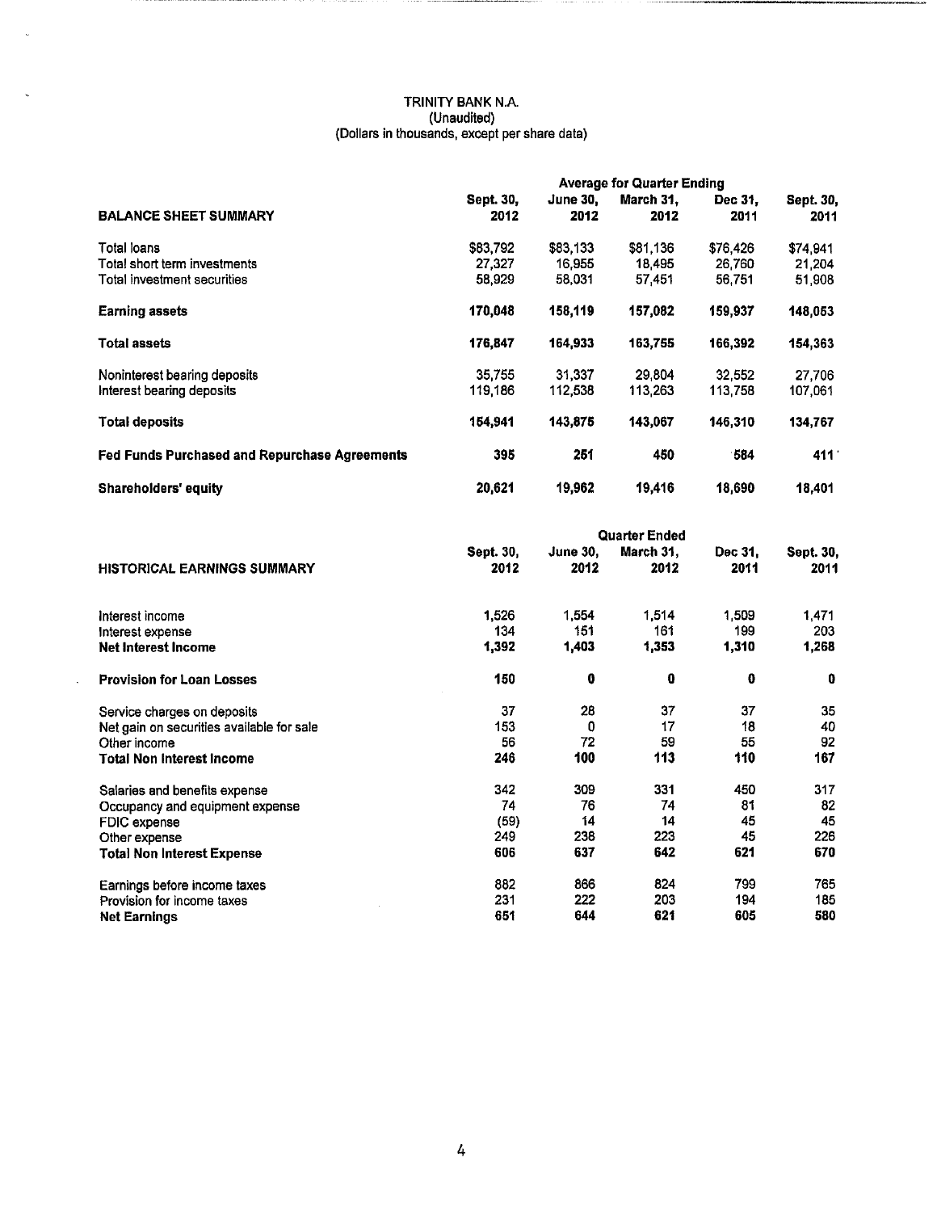TRINITY BANK N.A.
(Unaudited)
(Dollars in thousands, except per share data)

| BALANCE SHEET SUMMARY | Average for Quarter Ending | | | | |
|---|---|---|---|---|---|
| | Sept. 30, 2012 | June 30, 2012 | March 31, 2012 | Dec 31, 2011 | Sept. 30, 2011 |
| Total loans | $83,792 | $83,133 | $81,136 | $76,426 | $74,941 |
| Total short term investments | 27,327 | 16,955 | 18,495 | 26,760 | 21,204 |
| Total investment securities | 58,929 | 58,031 | 57,451 | 56,751 | 51,908 |
| **Earning assets** | **170,048** | **158,119** | **157,082** | **159,937** | **148,053** |
| **Total assets** | **176,847** | **164,933** | **163,755** | **166,392** | **154,363** |
| Noninterest bearing deposits | 35,755 | 31,337 | 29,804 | 32,552 | 27,706 |
| Interest bearing deposits | 119,186 | 112,538 | 113,263 | 113,758 | 107,061 |
| **Total deposits** | **154,941** | **143,875** | **143,067** | **146,310** | **134,767** |
| **Fed Funds Purchased and Repurchase Agreements** | **395** | **251** | **450** | **584** | **411** |
| **Shareholders' equity** | **20,621** | **19,962** | **19,416** | **18,690** | **18,401** |

| HISTORICAL EARNINGS SUMMARY | Quarter Ended | | | | |
|---|---|---|---|---|---|
| | Sept. 30, 2012 | June 30, 2012 | March 31, 2012 | Dec 31, 2011 | Sept. 30, 2011 |
| Interest income | 1,526 | 1,554 | 1,514 | 1,509 | 1,471 |
| Interest expense | 134 | 151 | 161 | 199 | 203 |
| **Net Interest Income** | **1,392** | **1,403** | **1,353** | **1,310** | **1,268** |
| **Provision for Loan Losses** | **150** | **0** | **0** | **0** | **0** |
| Service charges on deposits | 37 | 28 | 37 | 37 | 35 |
| Net gain on securities available for sale | 153 | 0 | 17 | 18 | 40 |
| Other income | 56 | 72 | 59 | 55 | 92 |
| **Total Non Interest Income** | **246** | **100** | **113** | **110** | **167** |
| Salaries and benefits expense | 342 | 309 | 331 | 450 | 317 |
| Occupancy and equipment expense | 74 | 76 | 74 | 81 | 82 |
| FDIC expense | (59) | 14 | 14 | 45 | 45 |
| Other expense | 249 | 238 | 223 | 45 | 226 |
| **Total Non Interest Expense** | **606** | **637** | **642** | **621** | **670** |
| Earnings before income taxes | 882 | 866 | 824 | 799 | 765 |
| Provision for income taxes | 231 | 222 | 203 | 194 | 185 |
| **Net Earnings** | **651** | **644** | **621** | **605** | **580** |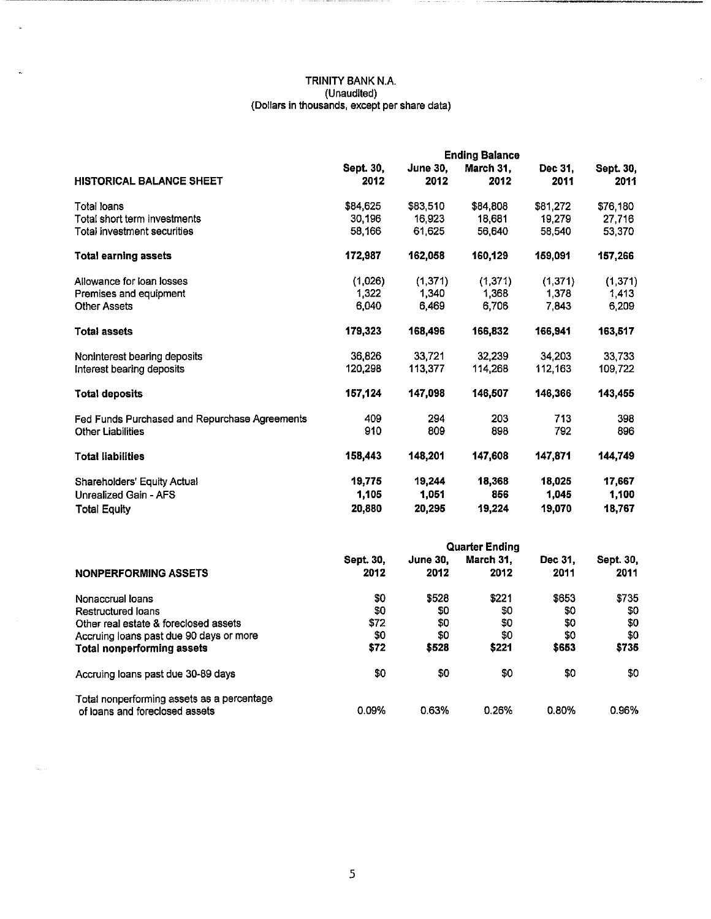TRINITY BANK N.A.
(Unaudited)
(Dollars in thousands, except per share data)

| HISTORICAL BALANCE SHEET | Ending Balance | | | | |
|---|---|---|---|---|---|
| | **Sept. 30, 2012** | **June 30, 2012** | **March 31, 2012** | **Dec 31, 2011** | **Sept. 30, 2011** |
| Total loans | $84,625 | $83,510 | $84,808 | $81,272 | $76,180 |
| Total short term investments | 30,196 | 16,923 | 18,681 | 19,279 | 27,716 |
| Total investment securities | 58,166 | 61,625 | 56,640 | 58,540 | 53,370 |
| **Total earning assets** | **172,987** | **162,058** | **160,129** | **159,091** | **157,266** |
| Allowance for loan losses | (1,026) | (1,371) | (1,371) | (1,371) | (1,371) |
| Premises and equipment | 1,322 | 1,340 | 1,368 | 1,378 | 1,413 |
| Other Assets | 6,040 | 6,469 | 6,706 | 7,843 | 6,209 |
| **Total assets** | **179,323** | **168,496** | **166,832** | **166,941** | **163,517** |
| Noninterest bearing deposits | 36,826 | 33,721 | 32,239 | 34,203 | 33,733 |
| Interest bearing deposits | 120,298 | 113,377 | 114,268 | 112,163 | 109,722 |
| **Total deposits** | **157,124** | **147,098** | **146,507** | **146,366** | **143,455** |
| Fed Funds Purchased and Repurchase Agreements | 409 | 294 | 203 | 713 | 398 |
| Other Liabilities | 910 | 809 | 898 | 792 | 896 |
| **Total liabilities** | **158,443** | **148,201** | **147,608** | **147,871** | **144,749** |
| Shareholders' Equity Actual | **19,775** | **19,244** | **18,368** | **18,025** | **17,667** |
| Unrealized Gain - AFS | **1,105** | **1,051** | **856** | **1,045** | **1,100** |
| Total Equity | **20,880** | **20,295** | **19,224** | **19,070** | **18,767** |

| NONPERFORMING ASSETS | Quarter Ending | | | | |
|---|---|---|---|---|---|
| | **Sept. 30, 2012** | **June 30, 2012** | **March 31, 2012** | **Dec 31, 2011** | **Sept. 30, 2011** |
| Nonaccrual loans | $0 | $528 | $221 | $653 | $735 |
| Restructured loans | $0 | $0 | $0 | $0 | $0 |
| Other real estate & foreclosed assets | $72 | $0 | $0 | $0 | $0 |
| Accruing loans past due 90 days or more | $0 | $0 | $0 | $0 | $0 |
| **Total nonperforming assets** | **$72** | **$528** | **$221** | **$653** | **$735** |
| Accruing loans past due 30-89 days | $0 | $0 | $0 | $0 | $0 |
| Total nonperforming assets as a percentage of loans and foreclosed assets | 0.09% | 0.63% | 0.26% | 0.80% | 0.96% |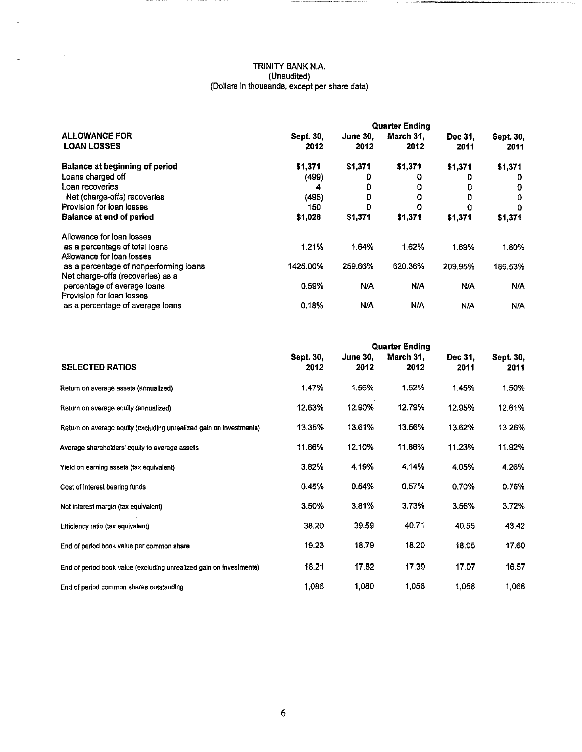TRINITY BANK N.A.
(Unaudited)
(Dollars in thousands, except per share data)

| ALLOWANCE FOR LOAN LOSSES | Quarter Ending Sept. 30, 2012 | June 30, 2012 | March 31, 2012 | Dec 31, 2011 | Sept. 30, 2011 |
|---|---|---|---|---|---|
| **Balance at beginning of period** | **$1,371** | **$1,371** | **$1,371** | **$1,371** | **$1,371** |
| Loans charged off | (499) | 0 | 0 | 0 | 0 |
| Loan recoveries | 4 | 0 | 0 | 0 | 0 |
| Net (charge-offs) recoveries | (495) | 0 | 0 | 0 | 0 |
| Provision for loan losses | 150 | 0 | 0 | 0 | 0 |
| **Balance at end of period** | **$1,026** | **$1,371** | **$1,371** | **$1,371** | **$1,371** |
| Allowance for loan losses as a percentage of total loans | 1.21% | 1.64% | 1.62% | 1.69% | 1.80% |
| Allowance for loan losses as a percentage of nonperforming loans | 1425.00% | 259.66% | 620.36% | 209.95% | 186.53% |
| Net charge-offs (recoveries) as a percentage of average loans | 0.59% | N/A | N/A | N/A | N/A |
| Provision for loan losses as a percentage of average loans | 0.18% | N/A | N/A | N/A | N/A |

| SELECTED RATIOS | Quarter Ending Sept. 30, 2012 | June 30, 2012 | March 31, 2012 | Dec 31, 2011 | Sept. 30, 2011 |
|---|---|---|---|---|---|
| Return on average assets (annualized) | 1.47% | 1.56% | 1.52% | 1.45% | 1.50% |
| Return on average equity (annualized) | 12.63% | 12.90% | 12.79% | 12.95% | 12.61% |
| Return on average equity (excluding unrealized gain on investments) | 13.35% | 13.61% | 13.56% | 13.62% | 13.26% |
| Average shareholders' equity to average assets | 11.66% | 12.10% | 11.86% | 11.23% | 11.92% |
| Yield on earning assets (tax equivalent) | 3.82% | 4.19% | 4.14% | 4.05% | 4.26% |
| Cost of interest bearing funds | 0.45% | 0.54% | 0.57% | 0.70% | 0.76% |
| Net interest margin (tax equivalent) | 3.50% | 3.81% | 3.73% | 3.56% | 3.72% |
| Efficiency ratio (tax equivalent) | 38.20 | 39.59 | 40.71 | 40.55 | 43.42 |
| End of period book value per common share | 19.23 | 18.79 | 18.20 | 18.05 | 17.60 |
| End of period book value (excluding unrealized gain on investments) | 18.21 | 17.82 | 17.39 | 17.07 | 16.57 |
| End of period common shares outstanding | 1,086 | 1,080 | 1,056 | 1,056 | 1,066 |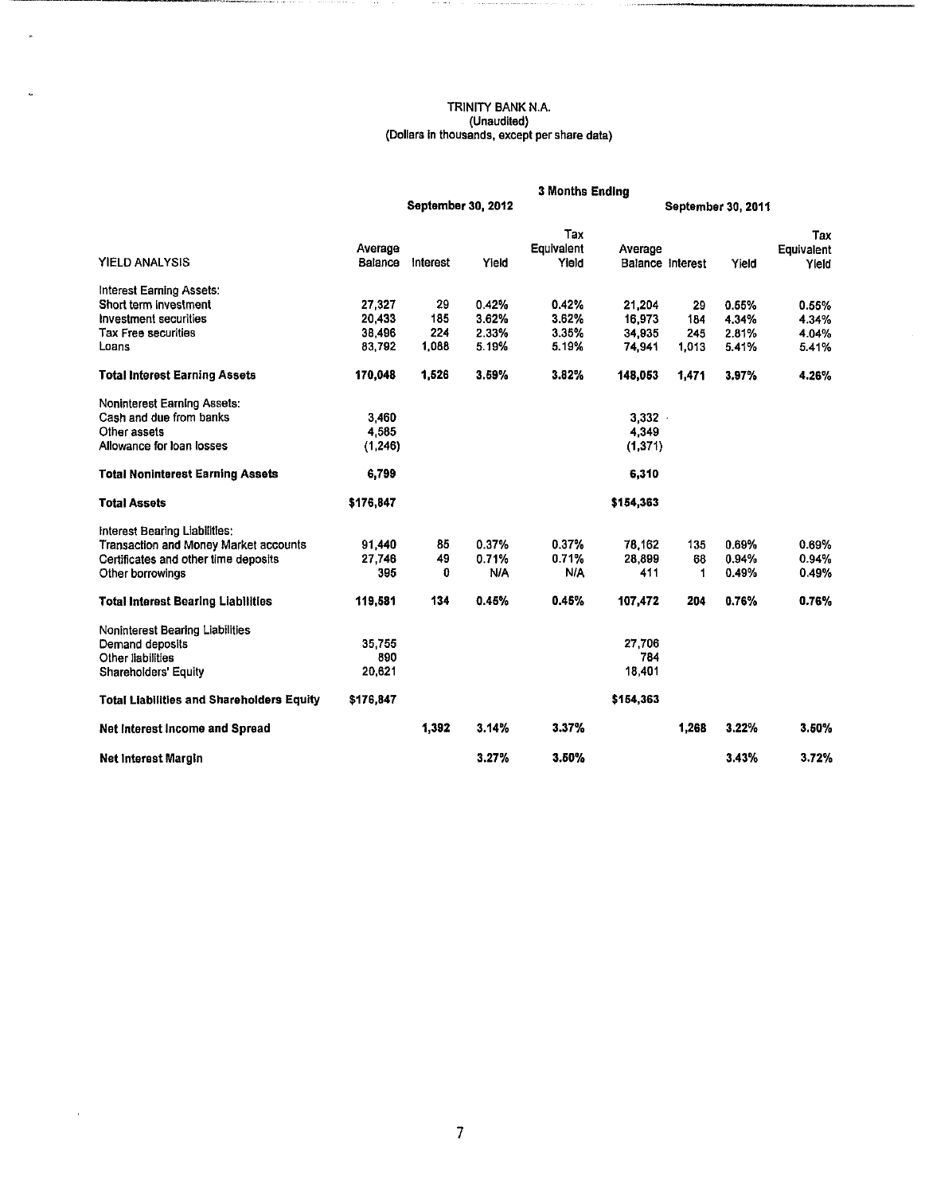TRINITY BANK N.A.
(Unaudited)
(Dollars in thousands, except per share data)

| | 3 Months Ending | | | | | | | |
|---|---|---|---|---|---|---|---|---|
| | September 30, 2012 | | | | September 30, 2011 | | | |
| YIELD ANALYSIS | Average Balance | Interest | Yield | Tax Equivalent Yield | Average Balance | Interest | Yield | Tax Equivalent Yield |
| Interest Earning Assets: | | | | | | | | |
| Short term investment | 27,327 | 29 | 0.42% | 0.42% | 21,204 | 29 | 0.55% | 0.55% |
| Investment securities | 20,433 | 185 | 3.62% | 3.62% | 16,973 | 184 | 4.34% | 4.34% |
| Tax Free securities | 38,496 | 224 | 2.33% | 3.35% | 34,935 | 245 | 2.81% | 4.04% |
| Loans | 83,792 | 1,088 | 5.19% | 5.19% | 74,941 | 1,013 | 5.41% | 5.41% |
| **Total Interest Earning Assets** | **170,048** | **1,526** | **3.59%** | **3.82%** | **148,053** | **1,471** | **3.97%** | **4.26%** |
| Noninterest Earning Assets: | | | | | | | | |
| Cash and due from banks | 3,460 | | | | 3,332 | | | |
| Other assets | 4,585 | | | | 4,349 | | | |
| Allowance for loan losses | (1,246) | | | | (1,371) | | | |
| **Total Noninterest Earning Assets** | **6,799** | | | | **6,310** | | | |
| **Total Assets** | **$176,847** | | | | **$154,363** | | | |
| Interest Bearing Liabilities: | | | | | | | | |
| Transaction and Money Market accounts | 91,440 | 85 | 0.37% | 0.37% | 78,162 | 135 | 0.69% | 0.69% |
| Certificates and other time deposits | 27,746 | 49 | 0.71% | 0.71% | 28,899 | 68 | 0.94% | 0.94% |
| Other borrowings | 395 | 0 | N/A | N/A | 411 | 1 | 0.49% | 0.49% |
| **Total Interest Bearing Liabilities** | **119,581** | **134** | **0.45%** | **0.45%** | **107,472** | **204** | **0.76%** | **0.76%** |
| Noninterest Bearing Liabilities | | | | | | | | |
| Demand deposits | 35,755 | | | | 27,706 | | | |
| Other liabilities | 890 | | | | 784 | | | |
| Shareholders' Equity | 20,621 | | | | 18,401 | | | |
| **Total Liabilities and Shareholders Equity** | **$176,847** | | | | **$154,363** | | | |
| **Net Interest Income and Spread** | | **1,392** | **3.14%** | **3.37%** | | **1,268** | **3.22%** | **3.50%** |
| **Net Interest Margin** | | | **3.27%** | **3.50%** | | | **3.43%** | **3.72%** |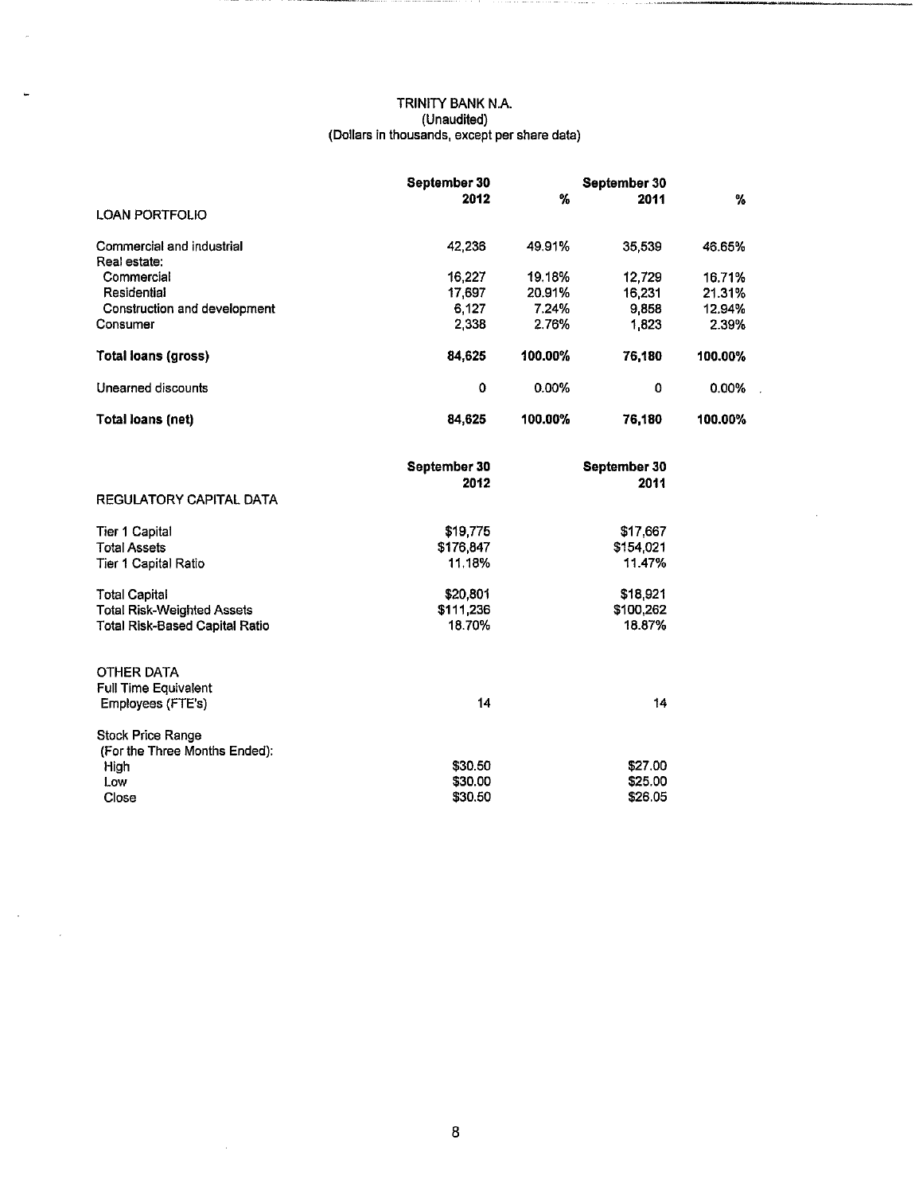TRINITY BANK N.A.
(Unaudited)
(Dollars in thousands, except per share data)

| | September 30 2012 | % | September 30 2011 | % |
|---|---|---|---|---|
| LOAN PORTFOLIO | | | | |
| Commercial and industrial | 42,236 | 49.91% | 35,539 | 46.65% |
| Real estate: | | | | |
| Commercial | 16,227 | 19.18% | 12,729 | 16.71% |
| Residential | 17,697 | 20.91% | 16,231 | 21.31% |
| Construction and development | 6,127 | 7.24% | 9,858 | 12.94% |
| Consumer | 2,338 | 2.76% | 1,823 | 2.39% |
| **Total loans (gross)** | **84,625** | **100.00%** | **76,180** | **100.00%** |
| Unearned discounts | 0 | 0.00% | 0 | 0.00% |
| **Total loans (net)** | **84,625** | **100.00%** | **76,180** | **100.00%** |

| | September 30 2012 | September 30 2011 |
|---|---|---|
| REGULATORY CAPITAL DATA | | |
| Tier 1 Capital | $19,775 | $17,667 |
| Total Assets | $176,847 | $154,021 |
| Tier 1 Capital Ratio | 11.18% | 11.47% |
| Total Capital | $20,801 | $18,921 |
| Total Risk-Weighted Assets | $111,236 | $100,262 |
| Total Risk-Based Capital Ratio | 18.70% | 18.87% |
| OTHER DATA | | |
| Full Time Equivalent Employees (FTE's) | 14 | 14 |
| Stock Price Range (For the Three Months Ended): | | |
| High | $30.50 | $27.00 |
| Low | $30.00 | $25.00 |
| Close | $30.50 | $26.05 |